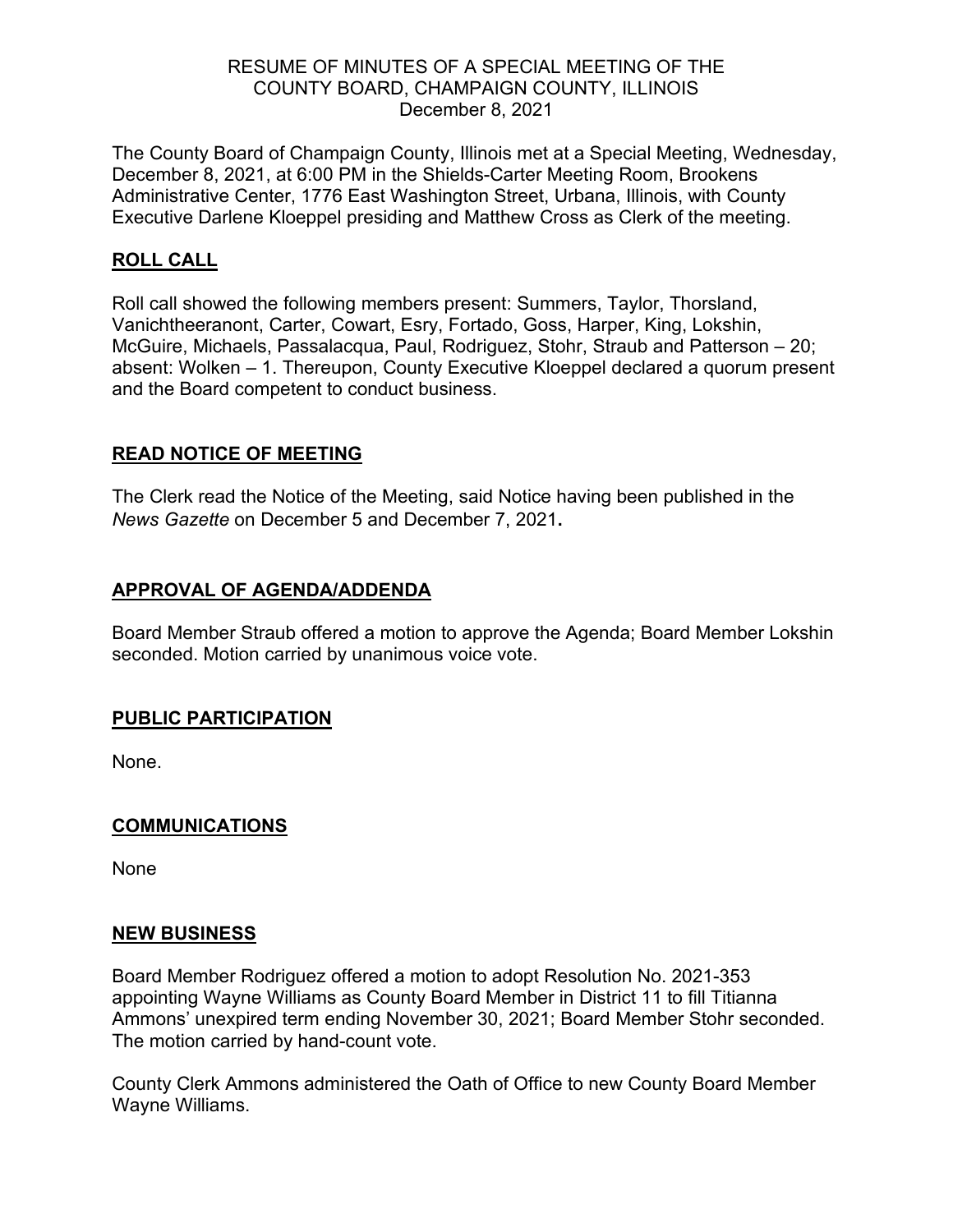RESUME OF MINUTES OF A SPECIAL MEETING OF THE
COUNTY BOARD, CHAMPAIGN COUNTY, ILLINOIS
December 8, 2021

The County Board of Champaign County, Illinois met at a Special Meeting, Wednesday, December 8, 2021, at 6:00 PM in the Shields-Carter Meeting Room, Brookens Administrative Center, 1776 East Washington Street, Urbana, Illinois, with County Executive Darlene Kloeppel presiding and Matthew Cross as Clerk of the meeting.

## ROLL CALL

Roll call showed the following members present: Summers, Taylor, Thorsland, Vanichtheeranont, Carter, Cowart, Esry, Fortado, Goss, Harper, King, Lokshin, McGuire, Michaels, Passalacqua, Paul, Rodriguez, Stohr, Straub and Patterson – 20; absent: Wolken – 1. Thereupon, County Executive Kloeppel declared a quorum present and the Board competent to conduct business.

## READ NOTICE OF MEETING

The Clerk read the Notice of the Meeting, said Notice having been published in the *News Gazette* on December 5 and December 7, 2021**.**

## APPROVAL OF AGENDA/ADDENDA

Board Member Straub offered a motion to approve the Agenda; Board Member Lokshin seconded. Motion carried by unanimous voice vote.

## PUBLIC PARTICIPATION

None.

## COMMUNICATIONS

None

## NEW BUSINESS

Board Member Rodriguez offered a motion to adopt Resolution No. 2021-353 appointing Wayne Williams as County Board Member in District 11 to fill Titianna Ammons' unexpired term ending November 30, 2021; Board Member Stohr seconded. The motion carried by hand-count vote.

County Clerk Ammons administered the Oath of Office to new County Board Member Wayne Williams.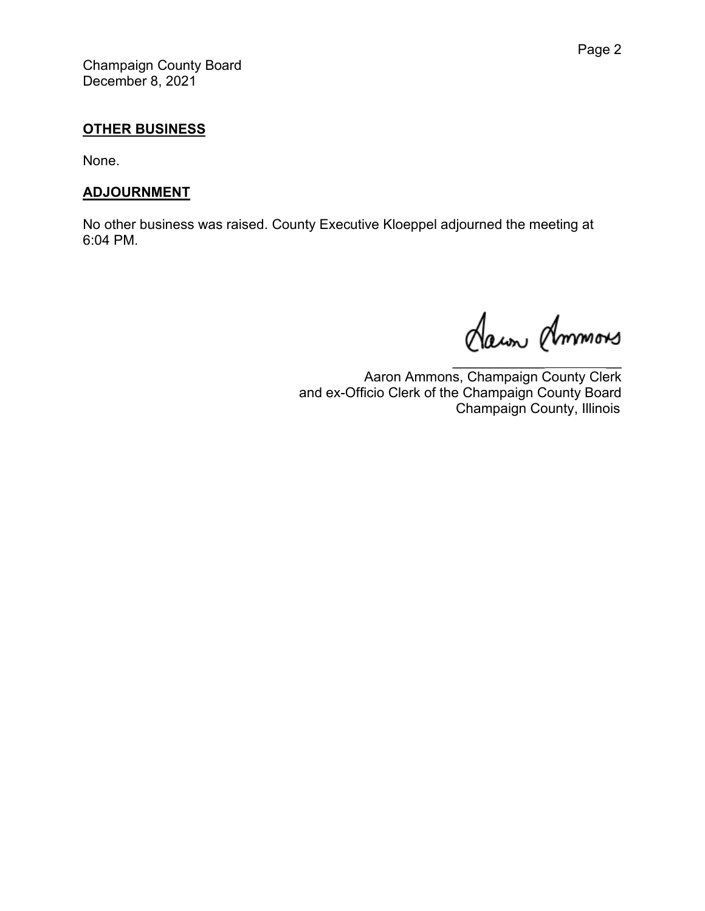Champaign County Board
December 8, 2021

## **OTHER BUSINESS**

None.

## **ADJOURNMENT**

No other business was raised. County Executive Kloeppel adjourned the meeting at 6:04 PM.

Aaron Ammons, Champaign County Clerk
and ex-Officio Clerk of the Champaign County Board
Champaign County, Illinois